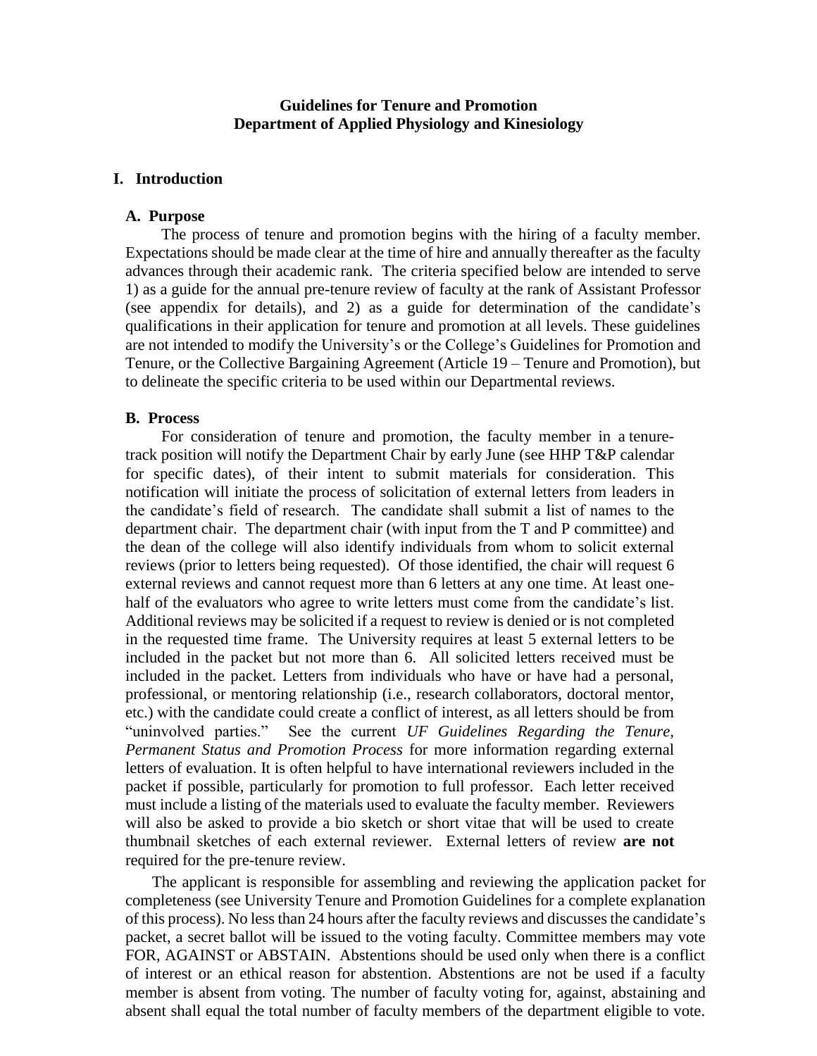# Guidelines for Tenure and Promotion
# Department of Applied Physiology and Kinesiology

## I. Introduction

### A. Purpose

The process of tenure and promotion begins with the hiring of a faculty member. Expectations should be made clear at the time of hire and annually thereafter as the faculty advances through their academic rank. The criteria specified below are intended to serve 1) as a guide for the annual pre-tenure review of faculty at the rank of Assistant Professor (see appendix for details), and 2) as a guide for determination of the candidate's qualifications in their application for tenure and promotion at all levels. These guidelines are not intended to modify the University's or the College's Guidelines for Promotion and Tenure, or the Collective Bargaining Agreement (Article 19 – Tenure and Promotion), but to delineate the specific criteria to be used within our Departmental reviews.

### B. Process

For consideration of tenure and promotion, the faculty member in a tenure-track position will notify the Department Chair by early June (see HHP T&P calendar for specific dates), of their intent to submit materials for consideration. This notification will initiate the process of solicitation of external letters from leaders in the candidate's field of research. The candidate shall submit a list of names to the department chair. The department chair (with input from the T and P committee) and the dean of the college will also identify individuals from whom to solicit external reviews (prior to letters being requested). Of those identified, the chair will request 6 external reviews and cannot request more than 6 letters at any one time. At least one-half of the evaluators who agree to write letters must come from the candidate's list. Additional reviews may be solicited if a request to review is denied or is not completed in the requested time frame. The University requires at least 5 external letters to be included in the packet but not more than 6. All solicited letters received must be included in the packet. Letters from individuals who have or have had a personal, professional, or mentoring relationship (i.e., research collaborators, doctoral mentor, etc.) with the candidate could create a conflict of interest, as all letters should be from "uninvolved parties." See the current *UF Guidelines Regarding the Tenure, Permanent Status and Promotion Process* for more information regarding external letters of evaluation. It is often helpful to have international reviewers included in the packet if possible, particularly for promotion to full professor. Each letter received must include a listing of the materials used to evaluate the faculty member. Reviewers will also be asked to provide a bio sketch or short vitae that will be used to create thumbnail sketches of each external reviewer. External letters of review **are not** required for the pre-tenure review.

The applicant is responsible for assembling and reviewing the application packet for completeness (see University Tenure and Promotion Guidelines for a complete explanation of this process). No less than 24 hours after the faculty reviews and discusses the candidate's packet, a secret ballot will be issued to the voting faculty. Committee members may vote FOR, AGAINST or ABSTAIN. Abstentions should be used only when there is a conflict of interest or an ethical reason for abstention. Abstentions are not be used if a faculty member is absent from voting. The number of faculty voting for, against, abstaining and absent shall equal the total number of faculty members of the department eligible to vote.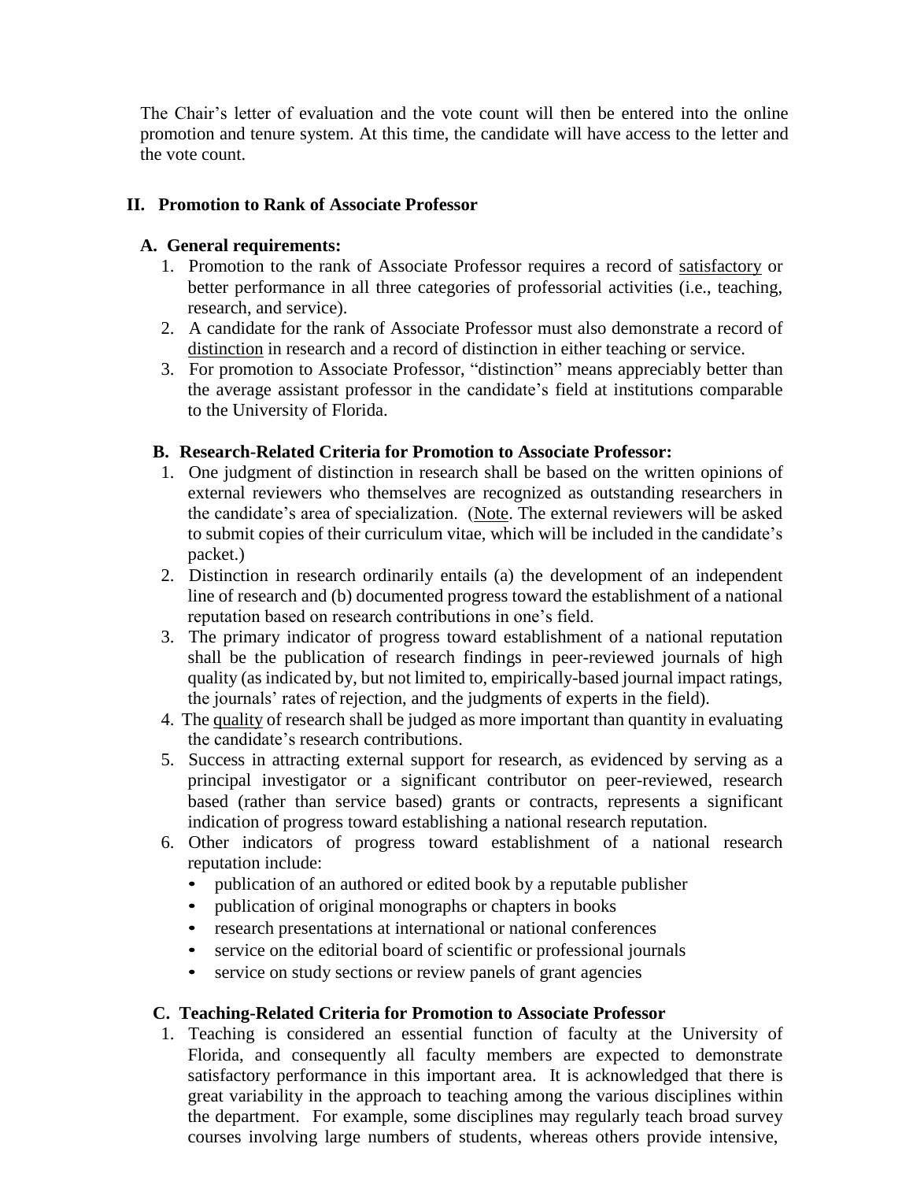The Chair's letter of evaluation and the vote count will then be entered into the online promotion and tenure system. At this time, the candidate will have access to the letter and the vote count.

## II. Promotion to Rank of Associate Professor

### A. General requirements:

1. Promotion to the rank of Associate Professor requires a record of satisfactory or better performance in all three categories of professorial activities (i.e., teaching, research, and service).
2. A candidate for the rank of Associate Professor must also demonstrate a record of distinction in research and a record of distinction in either teaching or service.
3. For promotion to Associate Professor, "distinction" means appreciably better than the average assistant professor in the candidate's field at institutions comparable to the University of Florida.

### B. Research-Related Criteria for Promotion to Associate Professor:

1. One judgment of distinction in research shall be based on the written opinions of external reviewers who themselves are recognized as outstanding researchers in the candidate's area of specialization. (Note. The external reviewers will be asked to submit copies of their curriculum vitae, which will be included in the candidate's packet.)
2. Distinction in research ordinarily entails (a) the development of an independent line of research and (b) documented progress toward the establishment of a national reputation based on research contributions in one's field.
3. The primary indicator of progress toward establishment of a national reputation shall be the publication of research findings in peer-reviewed journals of high quality (as indicated by, but not limited to, empirically-based journal impact ratings, the journals' rates of rejection, and the judgments of experts in the field).
4. The quality of research shall be judged as more important than quantity in evaluating the candidate's research contributions.
5. Success in attracting external support for research, as evidenced by serving as a principal investigator or a significant contributor on peer-reviewed, research based (rather than service based) grants or contracts, represents a significant indication of progress toward establishing a national research reputation.
6. Other indicators of progress toward establishment of a national research reputation include:
   - publication of an authored or edited book by a reputable publisher
   - publication of original monographs or chapters in books
   - research presentations at international or national conferences
   - service on the editorial board of scientific or professional journals
   - service on study sections or review panels of grant agencies

### C. Teaching-Related Criteria for Promotion to Associate Professor

1. Teaching is considered an essential function of faculty at the University of Florida, and consequently all faculty members are expected to demonstrate satisfactory performance in this important area. It is acknowledged that there is great variability in the approach to teaching among the various disciplines within the department. For example, some disciplines may regularly teach broad survey courses involving large numbers of students, whereas others provide intensive,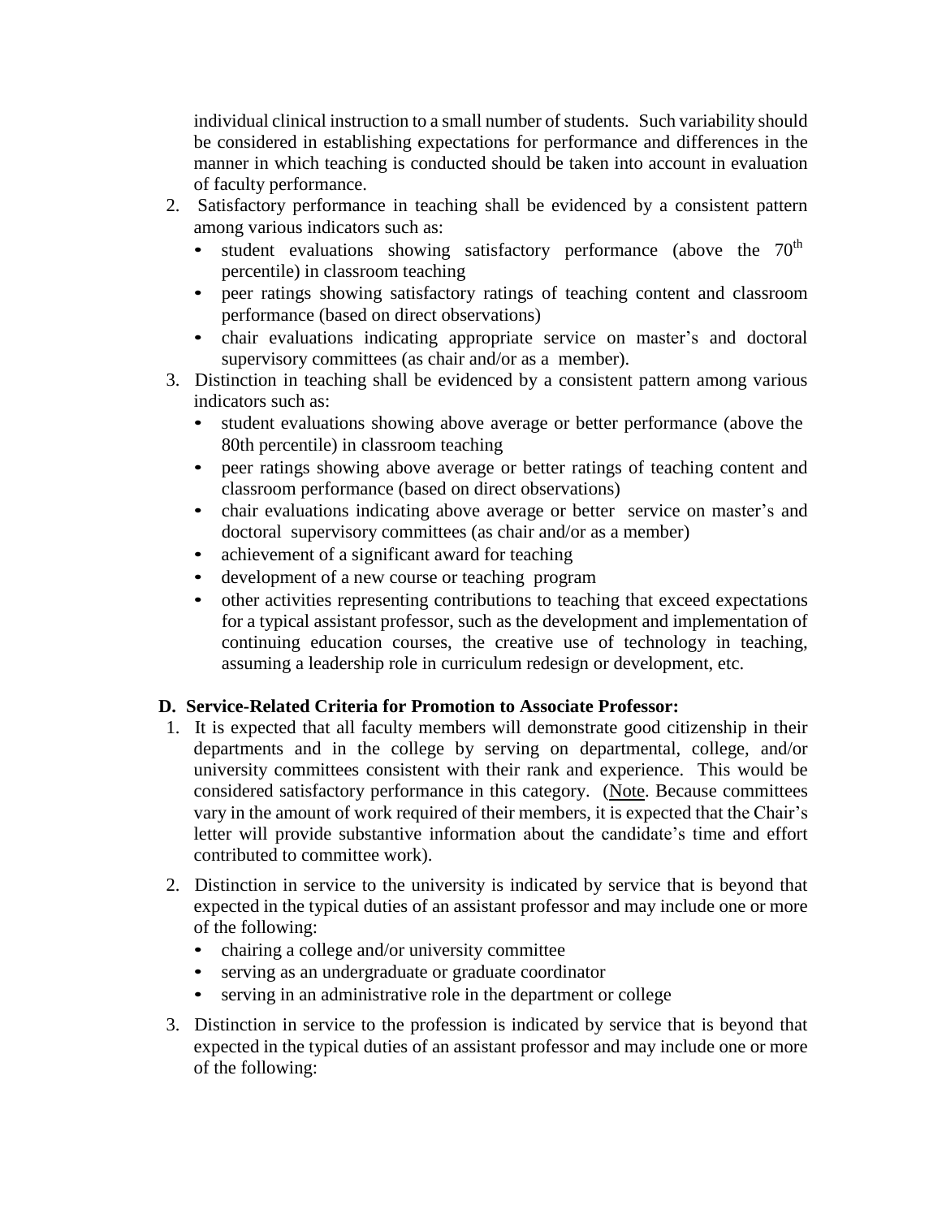individual clinical instruction to a small number of students. Such variability should be considered in establishing expectations for performance and differences in the manner in which teaching is conducted should be taken into account in evaluation of faculty performance.

2. Satisfactory performance in teaching shall be evidenced by a consistent pattern among various indicators such as:
   - student evaluations showing satisfactory performance (above the 70th percentile) in classroom teaching
   - peer ratings showing satisfactory ratings of teaching content and classroom performance (based on direct observations)
   - chair evaluations indicating appropriate service on master's and doctoral supervisory committees (as chair and/or as a member).
3. Distinction in teaching shall be evidenced by a consistent pattern among various indicators such as:
   - student evaluations showing above average or better performance (above the 80th percentile) in classroom teaching
   - peer ratings showing above average or better ratings of teaching content and classroom performance (based on direct observations)
   - chair evaluations indicating above average or better service on master's and doctoral supervisory committees (as chair and/or as a member)
   - achievement of a significant award for teaching
   - development of a new course or teaching program
   - other activities representing contributions to teaching that exceed expectations for a typical assistant professor, such as the development and implementation of continuing education courses, the creative use of technology in teaching, assuming a leadership role in curriculum redesign or development, etc.

### D. Service-Related Criteria for Promotion to Associate Professor:

1. It is expected that all faculty members will demonstrate good citizenship in their departments and in the college by serving on departmental, college, and/or university committees consistent with their rank and experience. This would be considered satisfactory performance in this category. (Note. Because committees vary in the amount of work required of their members, it is expected that the Chair's letter will provide substantive information about the candidate's time and effort contributed to committee work).
2. Distinction in service to the university is indicated by service that is beyond that expected in the typical duties of an assistant professor and may include one or more of the following:
   - chairing a college and/or university committee
   - serving as an undergraduate or graduate coordinator
   - serving in an administrative role in the department or college
3. Distinction in service to the profession is indicated by service that is beyond that expected in the typical duties of an assistant professor and may include one or more of the following: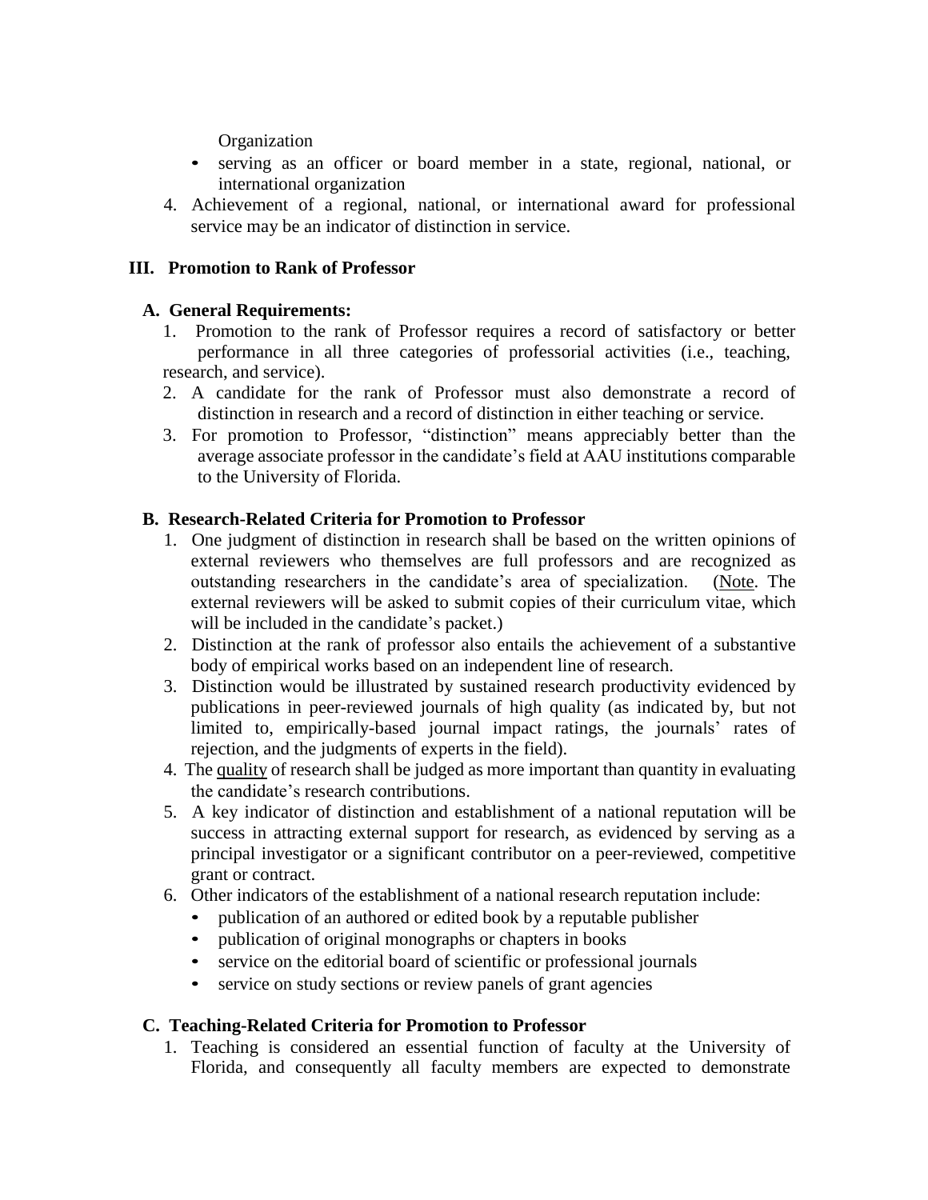Organization

- serving as an officer or board member in a state, regional, national, or international organization

4. Achievement of a regional, national, or international award for professional service may be an indicator of distinction in service.

## III. Promotion to Rank of Professor

### A. General Requirements:

1. Promotion to the rank of Professor requires a record of satisfactory or better performance in all three categories of professorial activities (i.e., teaching, research, and service).
2. A candidate for the rank of Professor must also demonstrate a record of distinction in research and a record of distinction in either teaching or service.
3. For promotion to Professor, "distinction" means appreciably better than the average associate professor in the candidate's field at AAU institutions comparable to the University of Florida.

### B. Research-Related Criteria for Promotion to Professor

1. One judgment of distinction in research shall be based on the written opinions of external reviewers who themselves are full professors and are recognized as outstanding researchers in the candidate's area of specialization. (Note. The external reviewers will be asked to submit copies of their curriculum vitae, which will be included in the candidate's packet.)
2. Distinction at the rank of professor also entails the achievement of a substantive body of empirical works based on an independent line of research.
3. Distinction would be illustrated by sustained research productivity evidenced by publications in peer-reviewed journals of high quality (as indicated by, but not limited to, empirically-based journal impact ratings, the journals' rates of rejection, and the judgments of experts in the field).
4. The quality of research shall be judged as more important than quantity in evaluating the candidate's research contributions.
5. A key indicator of distinction and establishment of a national reputation will be success in attracting external support for research, as evidenced by serving as a principal investigator or a significant contributor on a peer-reviewed, competitive grant or contract.
6. Other indicators of the establishment of a national research reputation include:
   - publication of an authored or edited book by a reputable publisher
   - publication of original monographs or chapters in books
   - service on the editorial board of scientific or professional journals
   - service on study sections or review panels of grant agencies

### C. Teaching-Related Criteria for Promotion to Professor

1. Teaching is considered an essential function of faculty at the University of Florida, and consequently all faculty members are expected to demonstrate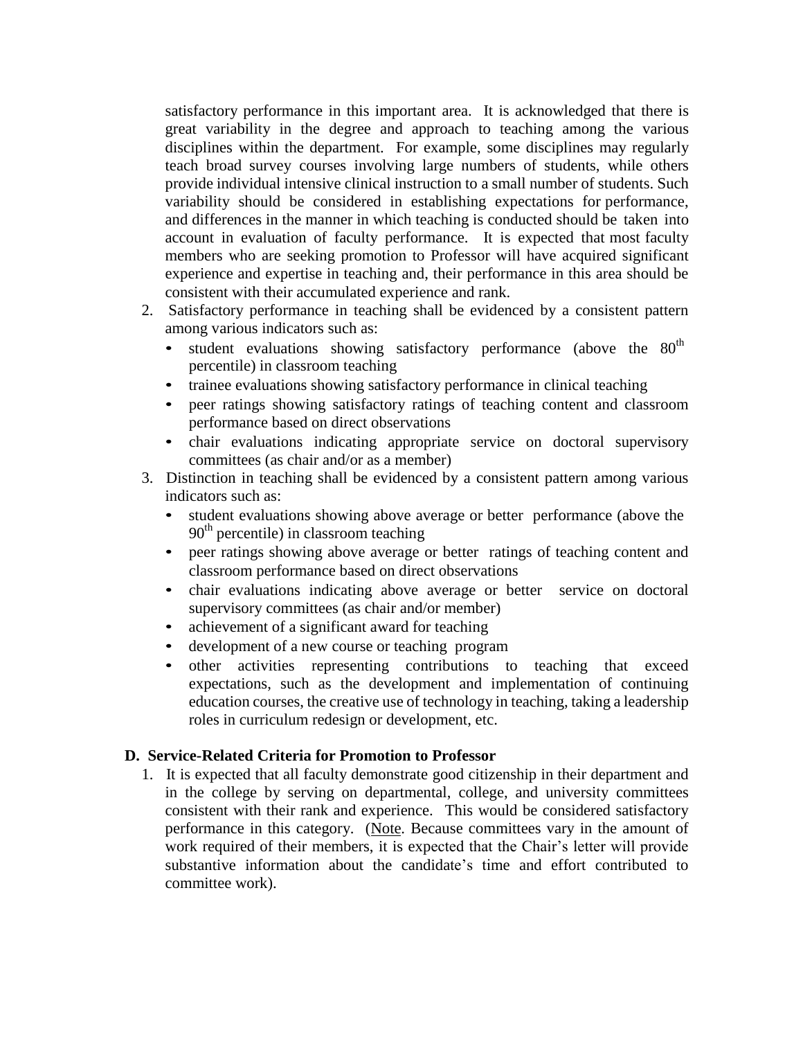satisfactory performance in this important area. It is acknowledged that there is great variability in the degree and approach to teaching among the various disciplines within the department. For example, some disciplines may regularly teach broad survey courses involving large numbers of students, while others provide individual intensive clinical instruction to a small number of students. Such variability should be considered in establishing expectations for performance, and differences in the manner in which teaching is conducted should be taken into account in evaluation of faculty performance. It is expected that most faculty members who are seeking promotion to Professor will have acquired significant experience and expertise in teaching and, their performance in this area should be consistent with their accumulated experience and rank.

2. Satisfactory performance in teaching shall be evidenced by a consistent pattern among various indicators such as:
   - student evaluations showing satisfactory performance (above the 80th percentile) in classroom teaching
   - trainee evaluations showing satisfactory performance in clinical teaching
   - peer ratings showing satisfactory ratings of teaching content and classroom performance based on direct observations
   - chair evaluations indicating appropriate service on doctoral supervisory committees (as chair and/or as a member)
3. Distinction in teaching shall be evidenced by a consistent pattern among various indicators such as:
   - student evaluations showing above average or better performance (above the 90th percentile) in classroom teaching
   - peer ratings showing above average or better ratings of teaching content and classroom performance based on direct observations
   - chair evaluations indicating above average or better service on doctoral supervisory committees (as chair and/or member)
   - achievement of a significant award for teaching
   - development of a new course or teaching program
   - other activities representing contributions to teaching that exceed expectations, such as the development and implementation of continuing education courses, the creative use of technology in teaching, taking a leadership roles in curriculum redesign or development, etc.

### D. Service-Related Criteria for Promotion to Professor

1. It is expected that all faculty demonstrate good citizenship in their department and in the college by serving on departmental, college, and university committees consistent with their rank and experience. This would be considered satisfactory performance in this category. (Note. Because committees vary in the amount of work required of their members, it is expected that the Chair's letter will provide substantive information about the candidate's time and effort contributed to committee work).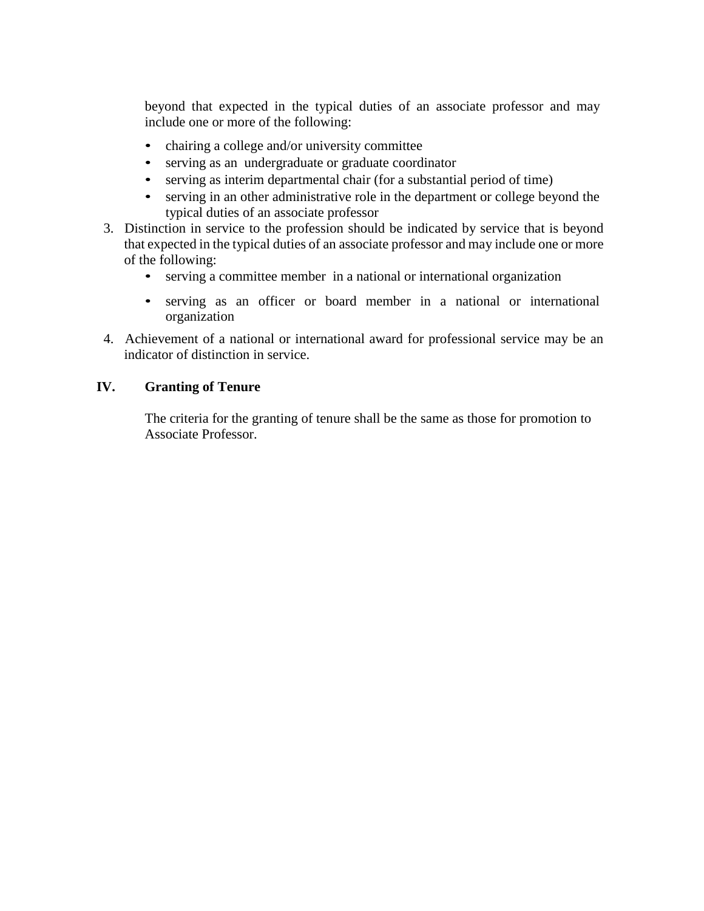beyond that expected in the typical duties of an associate professor and may include one or more of the following:

- chairing a college and/or university committee
- serving as an undergraduate or graduate coordinator
- serving as interim departmental chair (for a substantial period of time)
- serving in an other administrative role in the department or college beyond the typical duties of an associate professor

3. Distinction in service to the profession should be indicated by service that is beyond that expected in the typical duties of an associate professor and may include one or more of the following:
   - serving a committee member in a national or international organization
   - serving as an officer or board member in a national or international organization
4. Achievement of a national or international award for professional service may be an indicator of distinction in service.

## IV. Granting of Tenure

The criteria for the granting of tenure shall be the same as those for promotion to Associate Professor.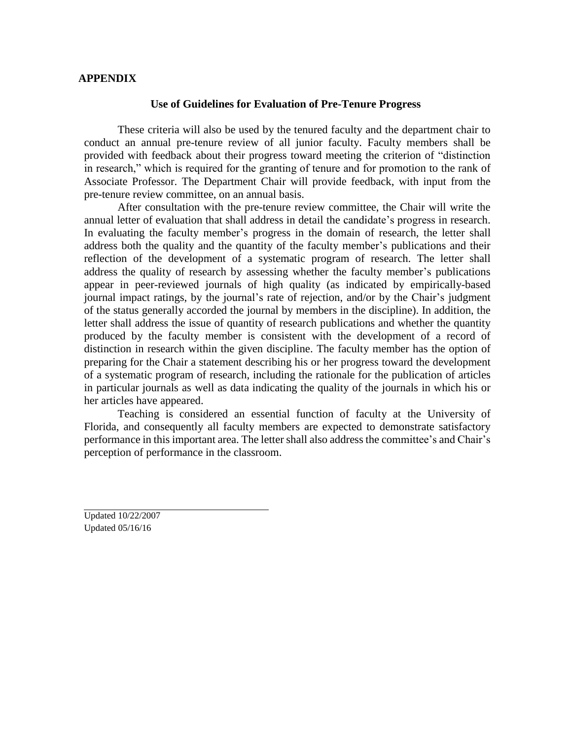## APPENDIX

### Use of Guidelines for Evaluation of Pre-Tenure Progress

These criteria will also be used by the tenured faculty and the department chair to conduct an annual pre-tenure review of all junior faculty. Faculty members shall be provided with feedback about their progress toward meeting the criterion of "distinction in research," which is required for the granting of tenure and for promotion to the rank of Associate Professor. The Department Chair will provide feedback, with input from the pre-tenure review committee, on an annual basis.

After consultation with the pre-tenure review committee, the Chair will write the annual letter of evaluation that shall address in detail the candidate's progress in research. In evaluating the faculty member's progress in the domain of research, the letter shall address both the quality and the quantity of the faculty member's publications and their reflection of the development of a systematic program of research. The letter shall address the quality of research by assessing whether the faculty member's publications appear in peer-reviewed journals of high quality (as indicated by empirically-based journal impact ratings, by the journal's rate of rejection, and/or by the Chair's judgment of the status generally accorded the journal by members in the discipline). In addition, the letter shall address the issue of quantity of research publications and whether the quantity produced by the faculty member is consistent with the development of a record of distinction in research within the given discipline. The faculty member has the option of preparing for the Chair a statement describing his or her progress toward the development of a systematic program of research, including the rationale for the publication of articles in particular journals as well as data indicating the quality of the journals in which his or her articles have appeared.

Teaching is considered an essential function of faculty at the University of Florida, and consequently all faculty members are expected to demonstrate satisfactory performance in this important area. The letter shall also address the committee's and Chair's perception of performance in the classroom.

---

Updated 10/22/2007
Updated 05/16/16